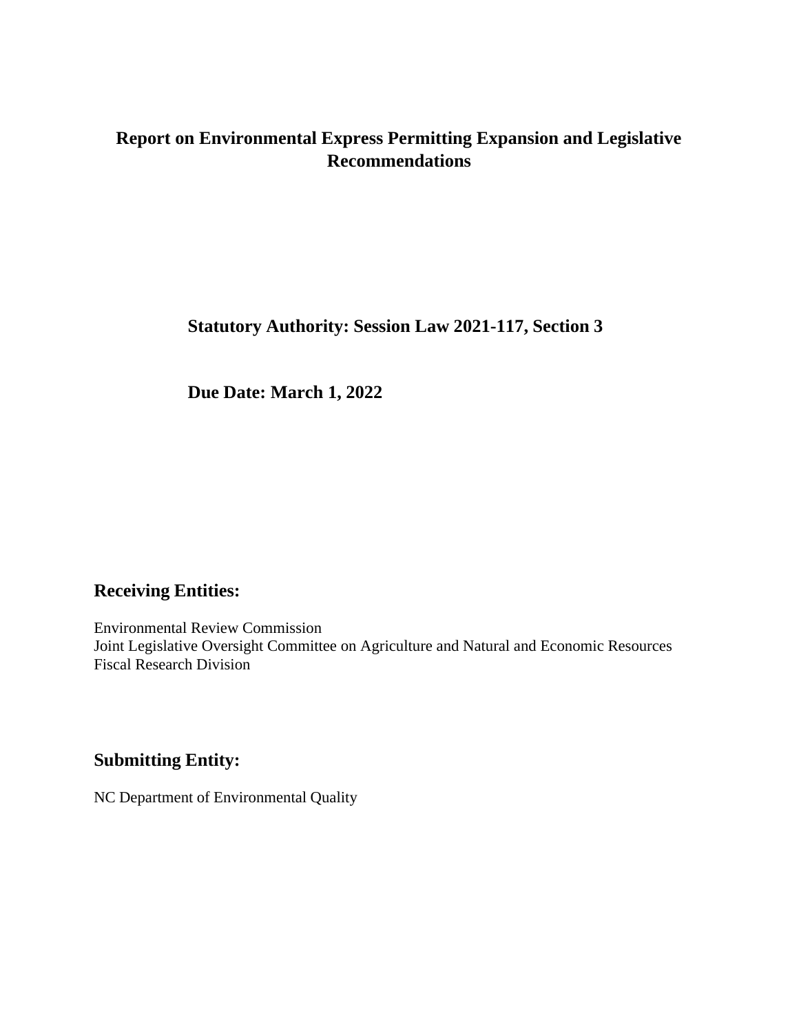# Report on Environmental Express Permitting Expansion and Legislative Recommendations

**Statutory Authority: Session Law 2021-117, Section 3**

**Due Date: March 1, 2022**

## Receiving Entities:

Environmental Review Commission
Joint Legislative Oversight Committee on Agriculture and Natural and Economic Resources
Fiscal Research Division

## Submitting Entity:

NC Department of Environmental Quality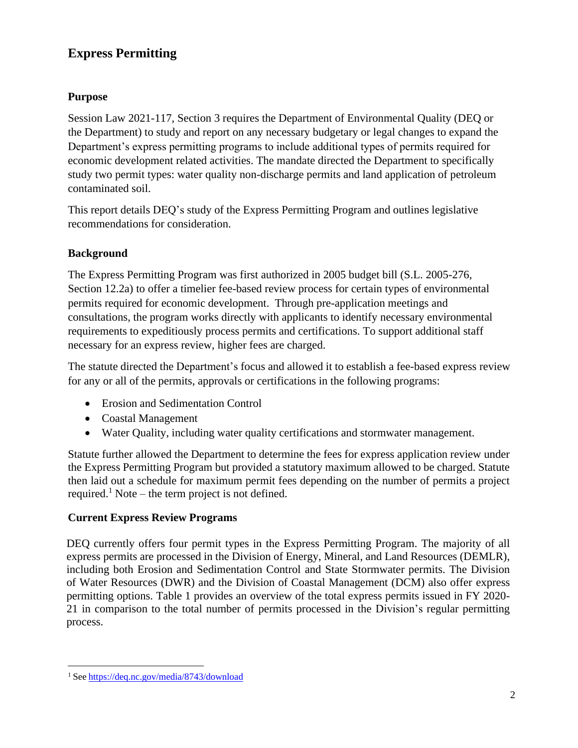# Express Permitting

## Purpose

Session Law 2021-117, Section 3 requires the Department of Environmental Quality (DEQ or the Department) to study and report on any necessary budgetary or legal changes to expand the Department's express permitting programs to include additional types of permits required for economic development related activities. The mandate directed the Department to specifically study two permit types: water quality non-discharge permits and land application of petroleum contaminated soil.

This report details DEQ's study of the Express Permitting Program and outlines legislative recommendations for consideration.

## Background

The Express Permitting Program was first authorized in 2005 budget bill (S.L. 2005-276, Section 12.2a) to offer a timelier fee-based review process for certain types of environmental permits required for economic development. Through pre-application meetings and consultations, the program works directly with applicants to identify necessary environmental requirements to expeditiously process permits and certifications. To support additional staff necessary for an express review, higher fees are charged.

The statute directed the Department's focus and allowed it to establish a fee-based express review for any or all of the permits, approvals or certifications in the following programs:

- Erosion and Sedimentation Control
- Coastal Management
- Water Quality, including water quality certifications and stormwater management.

Statute further allowed the Department to determine the fees for express application review under the Express Permitting Program but provided a statutory maximum allowed to be charged. Statute then laid out a schedule for maximum permit fees depending on the number of permits a project required.[1] Note – the term project is not defined.

## Current Express Review Programs

DEQ currently offers four permit types in the Express Permitting Program. The majority of all express permits are processed in the Division of Energy, Mineral, and Land Resources (DEMLR), including both Erosion and Sedimentation Control and State Stormwater permits. The Division of Water Resources (DWR) and the Division of Coastal Management (DCM) also offer express permitting options. Table 1 provides an overview of the total express permits issued in FY 2020-21 in comparison to the total number of permits processed in the Division's regular permitting process.

---

[1] See https://deq.nc.gov/media/8743/download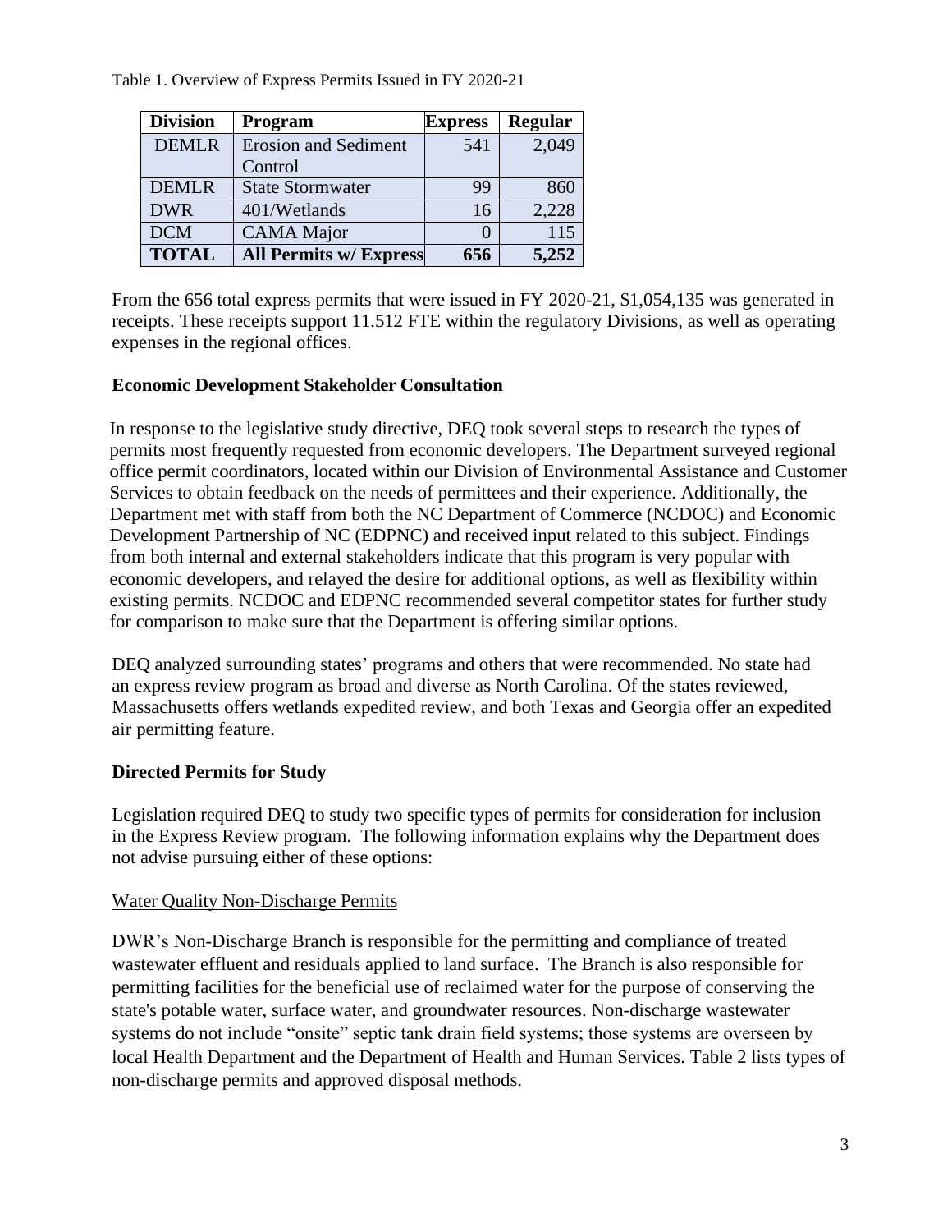Table 1. Overview of Express Permits Issued in FY 2020-21

| Division | Program | Express | Regular |
|---|---|---|---|
| DEMLR | Erosion and Sediment Control | 541 | 2,049 |
| DEMLR | State Stormwater | 99 | 860 |
| DWR | 401/Wetlands | 16 | 2,228 |
| DCM | CAMA Major | 0 | 115 |
| **TOTAL** | **All Permits w/ Express** | **656** | **5,252** |

From the 656 total express permits that were issued in FY 2020-21, $1,054,135 was generated in receipts. These receipts support 11.512 FTE within the regulatory Divisions, as well as operating expenses in the regional offices.

**Economic Development Stakeholder Consultation**

In response to the legislative study directive, DEQ took several steps to research the types of permits most frequently requested from economic developers. The Department surveyed regional office permit coordinators, located within our Division of Environmental Assistance and Customer Services to obtain feedback on the needs of permittees and their experience. Additionally, the Department met with staff from both the NC Department of Commerce (NCDOC) and Economic Development Partnership of NC (EDPNC) and received input related to this subject. Findings from both internal and external stakeholders indicate that this program is very popular with economic developers, and relayed the desire for additional options, as well as flexibility within existing permits. NCDOC and EDPNC recommended several competitor states for further study for comparison to make sure that the Department is offering similar options.

DEQ analyzed surrounding states' programs and others that were recommended. No state had an express review program as broad and diverse as North Carolina. Of the states reviewed, Massachusetts offers wetlands expedited review, and both Texas and Georgia offer an expedited air permitting feature.

**Directed Permits for Study**

Legislation required DEQ to study two specific types of permits for consideration for inclusion in the Express Review program. The following information explains why the Department does not advise pursuing either of these options:

Water Quality Non-Discharge Permits

DWR's Non-Discharge Branch is responsible for the permitting and compliance of treated wastewater effluent and residuals applied to land surface. The Branch is also responsible for permitting facilities for the beneficial use of reclaimed water for the purpose of conserving the state's potable water, surface water, and groundwater resources. Non-discharge wastewater systems do not include "onsite" septic tank drain field systems; those systems are overseen by local Health Department and the Department of Health and Human Services. Table 2 lists types of non-discharge permits and approved disposal methods.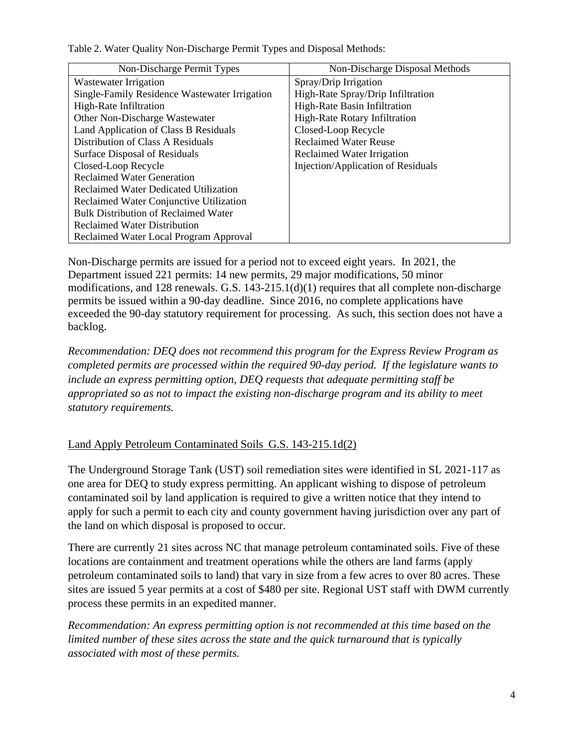Table 2. Water Quality Non-Discharge Permit Types and Disposal Methods:

| Non-Discharge Permit Types | Non-Discharge Disposal Methods |
|---|---|
| Wastewater Irrigation | Spray/Drip Irrigation |
| Single-Family Residence Wastewater Irrigation | High-Rate Spray/Drip Infiltration |
| High-Rate Infiltration | High-Rate Basin Infiltration |
| Other Non-Discharge Wastewater | High-Rate Rotary Infiltration |
| Land Application of Class B Residuals | Closed-Loop Recycle |
| Distribution of Class A Residuals | Reclaimed Water Reuse |
| Surface Disposal of Residuals | Reclaimed Water Irrigation |
| Closed-Loop Recycle | Injection/Application of Residuals |
| Reclaimed Water Generation | |
| Reclaimed Water Dedicated Utilization | |
| Reclaimed Water Conjunctive Utilization | |
| Bulk Distribution of Reclaimed Water | |
| Reclaimed Water Distribution | |
| Reclaimed Water Local Program Approval | |

Non-Discharge permits are issued for a period not to exceed eight years. In 2021, the Department issued 221 permits: 14 new permits, 29 major modifications, 50 minor modifications, and 128 renewals. G.S. 143-215.1(d)(1) requires that all complete non-discharge permits be issued within a 90-day deadline. Since 2016, no complete applications have exceeded the 90-day statutory requirement for processing. As such, this section does not have a backlog.

*Recommendation: DEQ does not recommend this program for the Express Review Program as completed permits are processed within the required 90-day period. If the legislature wants to include an express permitting option, DEQ requests that adequate permitting staff be appropriated so as not to impact the existing non-discharge program and its ability to meet statutory requirements.*

Land Apply Petroleum Contaminated Soils G.S. 143-215.1d(2)

The Underground Storage Tank (UST) soil remediation sites were identified in SL 2021-117 as one area for DEQ to study express permitting. An applicant wishing to dispose of petroleum contaminated soil by land application is required to give a written notice that they intend to apply for such a permit to each city and county government having jurisdiction over any part of the land on which disposal is proposed to occur.

There are currently 21 sites across NC that manage petroleum contaminated soils. Five of these locations are containment and treatment operations while the others are land farms (apply petroleum contaminated soils to land) that vary in size from a few acres to over 80 acres. These sites are issued 5 year permits at a cost of $480 per site. Regional UST staff with DWM currently process these permits in an expedited manner.

*Recommendation: An express permitting option is not recommended at this time based on the limited number of these sites across the state and the quick turnaround that is typically associated with most of these permits.*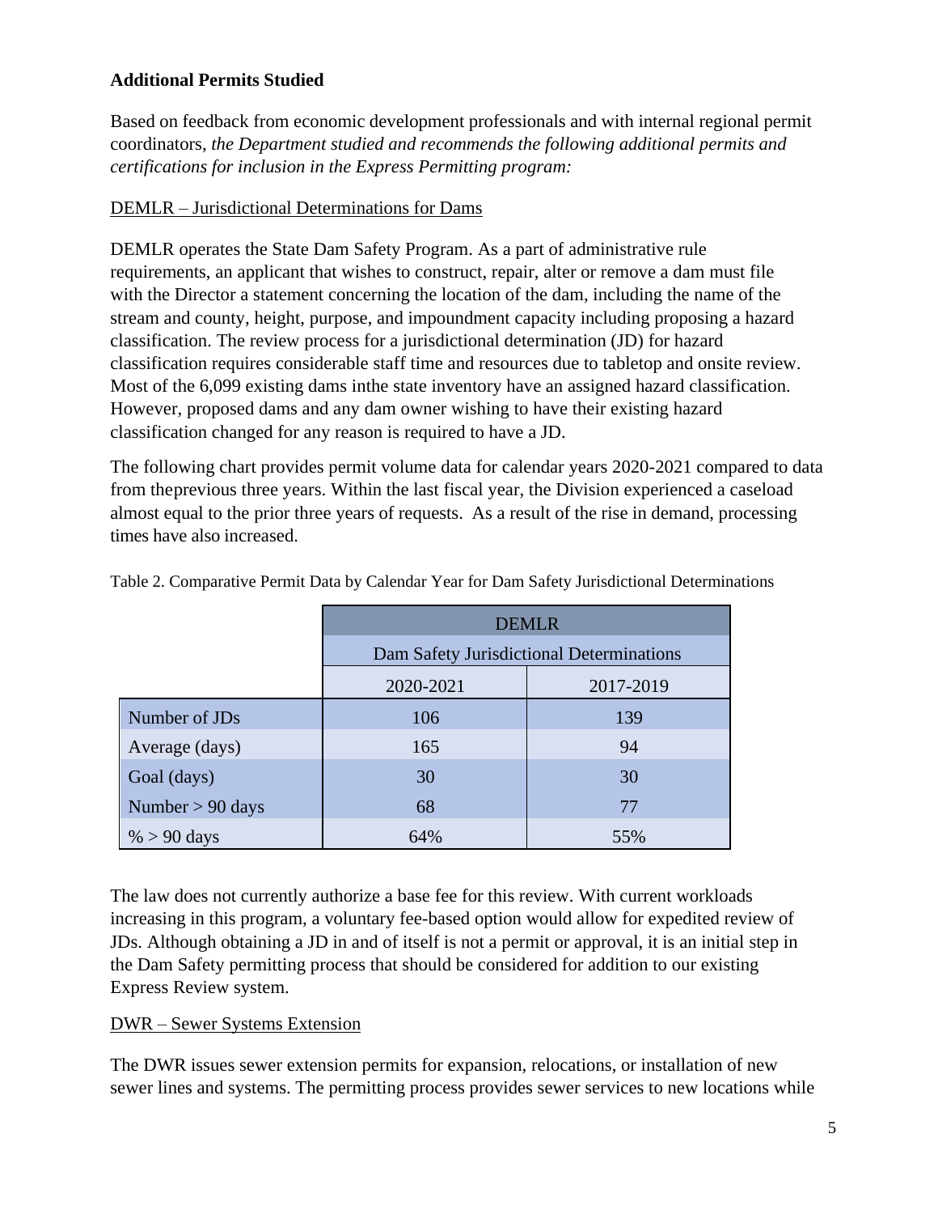**Additional Permits Studied**

Based on feedback from economic development professionals and with internal regional permit coordinators, *the Department studied and recommends the following additional permits and certifications for inclusion in the Express Permitting program:*

<u>DEMLR – Jurisdictional Determinations for Dams</u>

DEMLR operates the State Dam Safety Program. As a part of administrative rule requirements, an applicant that wishes to construct, repair, alter or remove a dam must file with the Director a statement concerning the location of the dam, including the name of the stream and county, height, purpose, and impoundment capacity including proposing a hazard classification. The review process for a jurisdictional determination (JD) for hazard classification requires considerable staff time and resources due to tabletop and onsite review. Most of the 6,099 existing dams inthe state inventory have an assigned hazard classification. However, proposed dams and any dam owner wishing to have their existing hazard classification changed for any reason is required to have a JD.

The following chart provides permit volume data for calendar years 2020-2021 compared to data from theprevious three years. Within the last fiscal year, the Division experienced a caseload almost equal to the prior three years of requests. As a result of the rise in demand, processing times have also increased.

Table 2. Comparative Permit Data by Calendar Year for Dam Safety Jurisdictional Determinations

| | DEMLR | |
|---|---|---|
| | Dam Safety Jurisdictional Determinations | |
| | 2020-2021 | 2017-2019 |
| Number of JDs | 106 | 139 |
| Average (days) | 165 | 94 |
| Goal (days) | 30 | 30 |
| Number > 90 days | 68 | 77 |
| % > 90 days | 64% | 55% |

The law does not currently authorize a base fee for this review. With current workloads increasing in this program, a voluntary fee-based option would allow for expedited review of JDs. Although obtaining a JD in and of itself is not a permit or approval, it is an initial step in the Dam Safety permitting process that should be considered for addition to our existing Express Review system.

<u>DWR – Sewer Systems Extension</u>

The DWR issues sewer extension permits for expansion, relocations, or installation of new sewer lines and systems. The permitting process provides sewer services to new locations while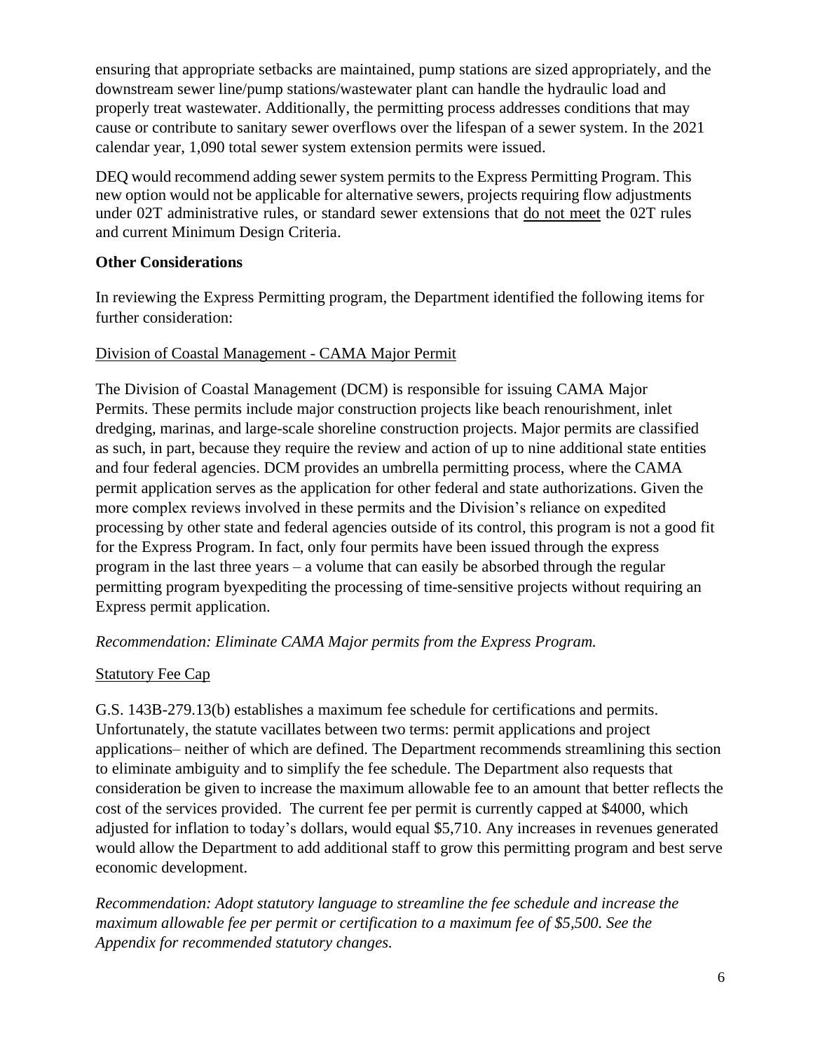ensuring that appropriate setbacks are maintained, pump stations are sized appropriately, and the downstream sewer line/pump stations/wastewater plant can handle the hydraulic load and properly treat wastewater. Additionally, the permitting process addresses conditions that may cause or contribute to sanitary sewer overflows over the lifespan of a sewer system. In the 2021 calendar year, 1,090 total sewer system extension permits were issued.

DEQ would recommend adding sewer system permits to the Express Permitting Program. This new option would not be applicable for alternative sewers, projects requiring flow adjustments under 02T administrative rules, or standard sewer extensions that <u>do not meet</u> the 02T rules and current Minimum Design Criteria.

**Other Considerations**

In reviewing the Express Permitting program, the Department identified the following items for further consideration:

<u>Division of Coastal Management - CAMA Major Permit</u>

The Division of Coastal Management (DCM) is responsible for issuing CAMA Major Permits. These permits include major construction projects like beach renourishment, inlet dredging, marinas, and large-scale shoreline construction projects. Major permits are classified as such, in part, because they require the review and action of up to nine additional state entities and four federal agencies. DCM provides an umbrella permitting process, where the CAMA permit application serves as the application for other federal and state authorizations. Given the more complex reviews involved in these permits and the Division's reliance on expedited processing by other state and federal agencies outside of its control, this program is not a good fit for the Express Program. In fact, only four permits have been issued through the express program in the last three years – a volume that can easily be absorbed through the regular permitting program byexpediting the processing of time-sensitive projects without requiring an Express permit application.

*Recommendation: Eliminate CAMA Major permits from the Express Program.*

<u>Statutory Fee Cap</u>

G.S. 143B-279.13(b) establishes a maximum fee schedule for certifications and permits. Unfortunately, the statute vacillates between two terms: permit applications and project applications– neither of which are defined. The Department recommends streamlining this section to eliminate ambiguity and to simplify the fee schedule. The Department also requests that consideration be given to increase the maximum allowable fee to an amount that better reflects the cost of the services provided. The current fee per permit is currently capped at $4000, which adjusted for inflation to today's dollars, would equal $5,710. Any increases in revenues generated would allow the Department to add additional staff to grow this permitting program and best serve economic development.

*Recommendation: Adopt statutory language to streamline the fee schedule and increase the maximum allowable fee per permit or certification to a maximum fee of $5,500. See the Appendix for recommended statutory changes.*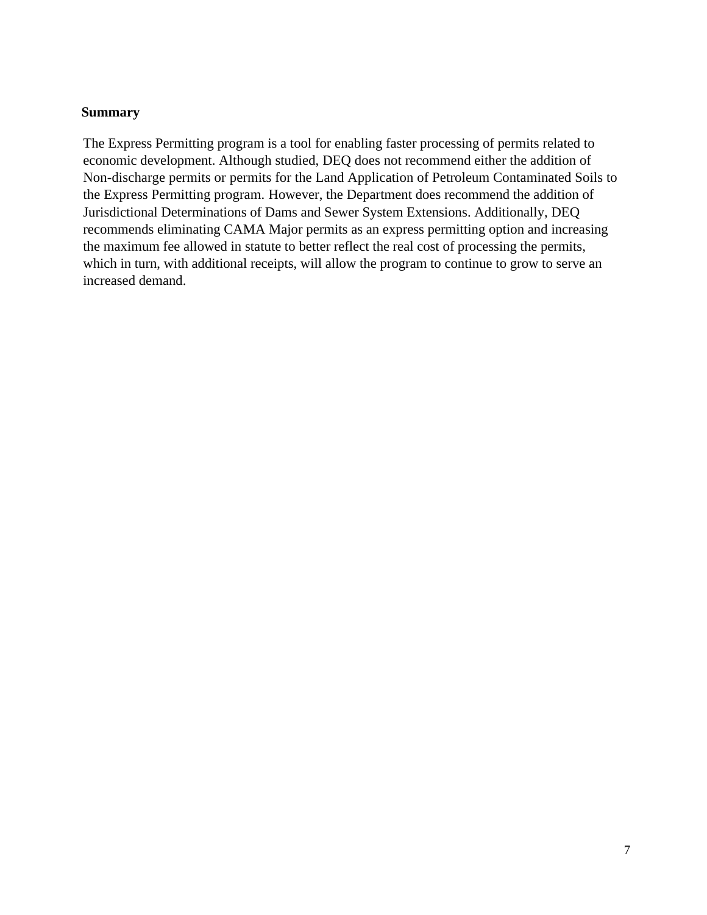**Summary**

The Express Permitting program is a tool for enabling faster processing of permits related to economic development. Although studied, DEQ does not recommend either the addition of Non-discharge permits or permits for the Land Application of Petroleum Contaminated Soils to the Express Permitting program. However, the Department does recommend the addition of Jurisdictional Determinations of Dams and Sewer System Extensions. Additionally, DEQ recommends eliminating CAMA Major permits as an express permitting option and increasing the maximum fee allowed in statute to better reflect the real cost of processing the permits, which in turn, with additional receipts, will allow the program to continue to grow to serve an increased demand.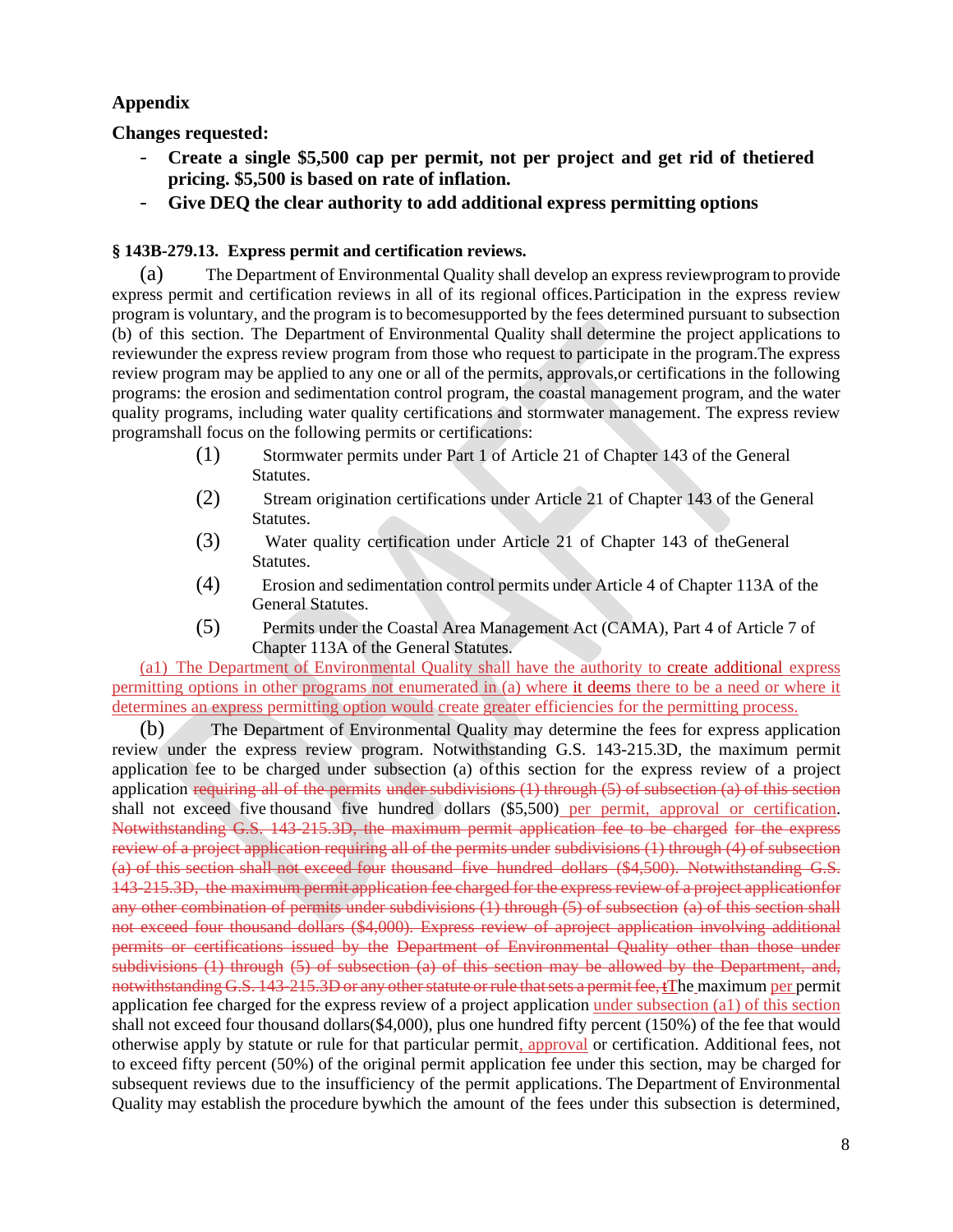## Appendix

**Changes requested:**

- **Create a single $5,500 cap per permit, not per project and get rid of thetiered pricing. $5,500 is based on rate of inflation.**
- **Give DEQ the clear authority to add additional express permitting options**

**§ 143B-279.13. Express permit and certification reviews.**

(a) The Department of Environmental Quality shall develop an express reviewprogram to provide express permit and certification reviews in all of its regional offices.Participation in the express review program is voluntary, and the program is to becomesupported by the fees determined pursuant to subsection (b) of this section. The Department of Environmental Quality shall determine the project applications to reviewunder the express review program from those who request to participate in the program.The express review program may be applied to any one or all of the permits, approvals,or certifications in the following programs: the erosion and sedimentation control program, the coastal management program, and the water quality programs, including water quality certifications and stormwater management. The express review programshall focus on the following permits or certifications:

(1) Stormwater permits under Part 1 of Article 21 of Chapter 143 of the General Statutes.

(2) Stream origination certifications under Article 21 of Chapter 143 of the General Statutes.

(3) Water quality certification under Article 21 of Chapter 143 of theGeneral Statutes.

(4) Erosion and sedimentation control permits under Article 4 of Chapter 113A of the General Statutes.

(5) Permits under the Coastal Area Management Act (CAMA), Part 4 of Article 7 of Chapter 113A of the General Statutes.

(a1) The Department of Environmental Quality shall have the authority to create additional express permitting options in other programs not enumerated in (a) where it deems there to be a need or where it determines an express permitting option would create greater efficiencies for the permitting process.

(b) The Department of Environmental Quality may determine the fees for express application review under the express review program. Notwithstanding G.S. 143-215.3D, the maximum permit application fee to be charged under subsection (a) ofthis section for the express review of a project application ~~requiring all of the permits under subdivisions (1) through (5) of subsection (a) of this section~~ shall not exceed five thousand five hundred dollars ($5,500) per permit, approval or certification. ~~Notwithstanding G.S. 143-215.3D, the maximum permit application fee to be charged for the express review of a project application requiring all of the permits under subdivisions (1) through (4) of subsection (a) of this section shall not exceed four thousand five hundred dollars ($4,500). Notwithstanding G.S. 143-215.3D, the maximum permit application fee charged for the express review of a project applicationfor any other combination of permits under subdivisions (1) through (5) of subsection (a) of this section shall not exceed four thousand dollars ($4,000). Express review of aproject application involving additional permits or certifications issued by the Department of Environmental Quality other than those under subdivisions (1) through (5) of subsection (a) of this section may be allowed by the Department, and, notwithstanding G.S. 143-215.3D or any other statute or rule that sets a permit fee, t~~The maximum per permit application fee charged for the express review of a project application under subsection (a1) of this section shall not exceed four thousand dollars($4,000), plus one hundred fifty percent (150%) of the fee that would otherwise apply by statute or rule for that particular permit, approval or certification. Additional fees, not to exceed fifty percent (50%) of the original permit application fee under this section, may be charged for subsequent reviews due to the insufficiency of the permit applications. The Department of Environmental Quality may establish the procedure bywhich the amount of the fees under this subsection is determined,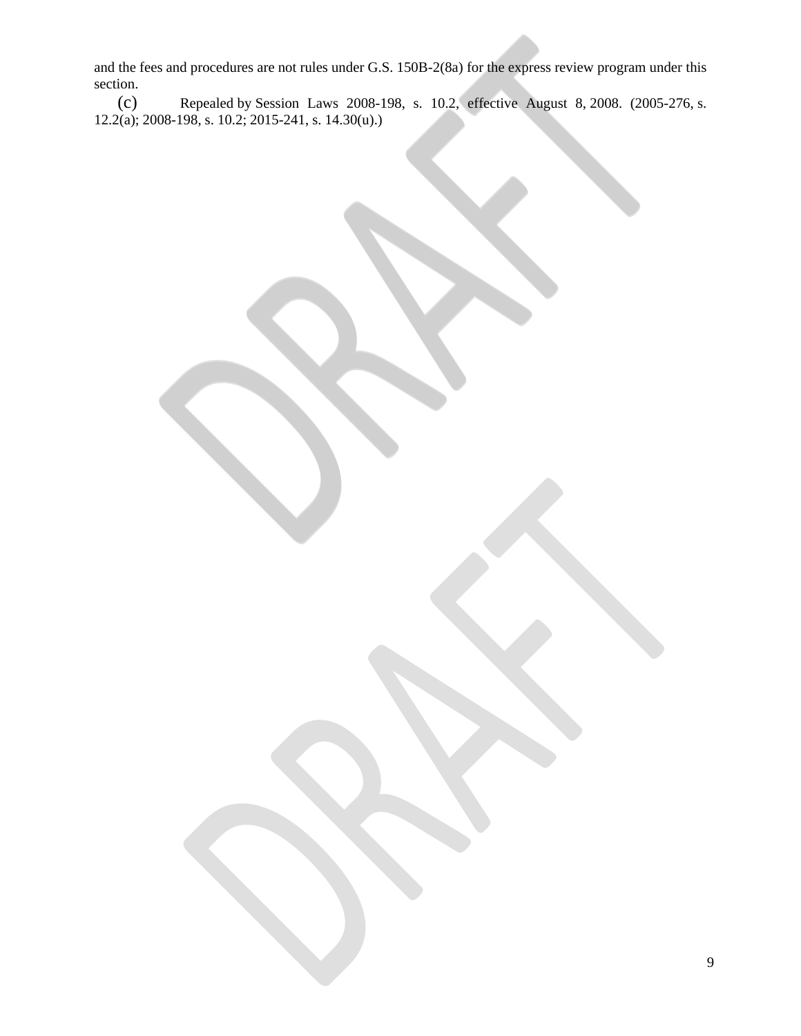and the fees and procedures are not rules under G.S. 150B-2(8a) for the express review program under this section.

(c) Repealed by Session Laws 2008-198, s. 10.2, effective August 8, 2008. (2005-276, s. 12.2(a); 2008-198, s. 10.2; 2015-241, s. 14.30(u).)